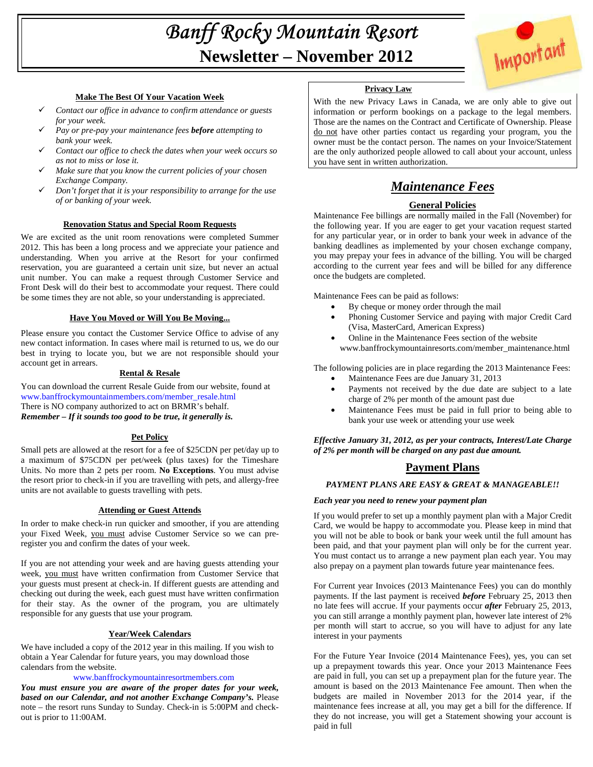# Banff Rocky Mountain Resort

## Newsletter – November 2012

### Make The Best Of Your Vacation Week

- ✓ *Contact our office in advance to confirm attendance or guests for your week.*
- ✓ *Pay or pre-pay your maintenance fees **before** attempting to bank your week.*
- ✓ *Contact our office to check the dates when your week occurs so as not to miss or lose it.*
- ✓ *Make sure that you know the current policies of your chosen Exchange Company.*
- ✓ *Don't forget that it is your responsibility to arrange for the use of or banking of your week.*

### Renovation Status and Special Room Requests

We are excited as the unit room renovations were completed Summer 2012. This has been a long process and we appreciate your patience and understanding. When you arrive at the Resort for your confirmed reservation, you are guaranteed a certain unit size, but never an actual unit number. You can make a request through Customer Service and Front Desk will do their best to accommodate your request. There could be some times they are not able, so your understanding is appreciated.

### Have You Moved or Will You Be Moving...

Please ensure you contact the Customer Service Office to advise of any new contact information. In cases where mail is returned to us, we do our best in trying to locate you, but we are not responsible should your account get in arrears.

### Rental & Resale

You can download the current Resale Guide from our website, found at
www.banffrockymountainmembers.com/member_resale.html
There is NO company authorized to act on BRMR's behalf.
***Remember – If it sounds too good to be true, it generally is.***

### Pet Policy

Small pets are allowed at the resort for a fee of $25CDN per pet/day up to a maximum of $75CDN per pet/week (plus taxes) for the Timeshare Units. No more than 2 pets per room. **No Exceptions**. You must advise the resort prior to check-in if you are travelling with pets, and allergy-free units are not available to guests travelling with pets.

### Attending or Guest Attends

In order to make check-in run quicker and smoother, if you are attending your Fixed Week, you must advise Customer Service so we can pre-register you and confirm the dates of your week.

If you are not attending your week and are having guests attending your week, you must have written confirmation from Customer Service that your guests must present at check-in. If different guests are attending and checking out during the week, each guest must have written confirmation for their stay. As the owner of the program, you are ultimately responsible for any guests that use your program.

### Year/Week Calendars

We have included a copy of the 2012 year in this mailing. If you wish to obtain a Year Calendar for future years, you may download those calendars from the website.

www.banffrockymountainresortmembers.com

***You must ensure you are aware of the proper dates for your week, based on our Calendar, and not another Exchange Company's.*** Please note – the resort runs Sunday to Sunday. Check-in is 5:00PM and check-out is prior to 11:00AM.

### Privacy Law

With the new Privacy Laws in Canada, we are only able to give out information or perform bookings on a package to the legal members. Those are the names on the Contract and Certificate of Ownership. Please do not have other parties contact us regarding your program, you the owner must be the contact person. The names on your Invoice/Statement are the only authorized people allowed to call about your account, unless you have sent in written authorization.

## *Maintenance Fees*

### General Policies

Maintenance Fee billings are normally mailed in the Fall (November) for the following year. If you are eager to get your vacation request started for any particular year, or in order to bank your week in advance of the banking deadlines as implemented by your chosen exchange company, you may prepay your fees in advance of the billing. You will be charged according to the current year fees and will be billed for any difference once the budgets are completed.

Maintenance Fees can be paid as follows:

- By cheque or money order through the mail
- Phoning Customer Service and paying with major Credit Card (Visa, MasterCard, American Express)
- Online in the Maintenance Fees section of the website www.banffrockymountainresorts.com/member_maintenance.html

The following policies are in place regarding the 2013 Maintenance Fees:

- Maintenance Fees are due January 31, 2013
- Payments not received by the due date are subject to a late charge of 2% per month of the amount past due
- Maintenance Fees must be paid in full prior to being able to bank your use week or attending your use week

***Effective January 31, 2012, as per your contracts, Interest/Late Charge of 2% per month will be charged on any past due amount.***

## Payment Plans

***PAYMENT PLANS ARE EASY & GREAT & MANAGEABLE!!***

***Each year you need to renew your payment plan***

If you would prefer to set up a monthly payment plan with a Major Credit Card, we would be happy to accommodate you. Please keep in mind that you will not be able to book or bank your week until the full amount has been paid, and that your payment plan will only be for the current year. You must contact us to arrange a new payment plan each year. You may also prepay on a payment plan towards future year maintenance fees.

For Current year Invoices (2013 Maintenance Fees) you can do monthly payments. If the last payment is received ***before*** February 25, 2013 then no late fees will accrue. If your payments occur ***after*** February 25, 2013, you can still arrange a monthly payment plan, however late interest of 2% per month will start to accrue, so you will have to adjust for any late interest in your payments

For the Future Year Invoice (2014 Maintenance Fees), yes, you can set up a prepayment towards this year. Once your 2013 Maintenance Fees are paid in full, you can set up a prepayment plan for the future year. The amount is based on the 2013 Maintenance Fee amount. Then when the budgets are mailed in November 2013 for the 2014 year, if the maintenance fees increase at all, you may get a bill for the difference. If they do not increase, you will get a Statement showing your account is paid in full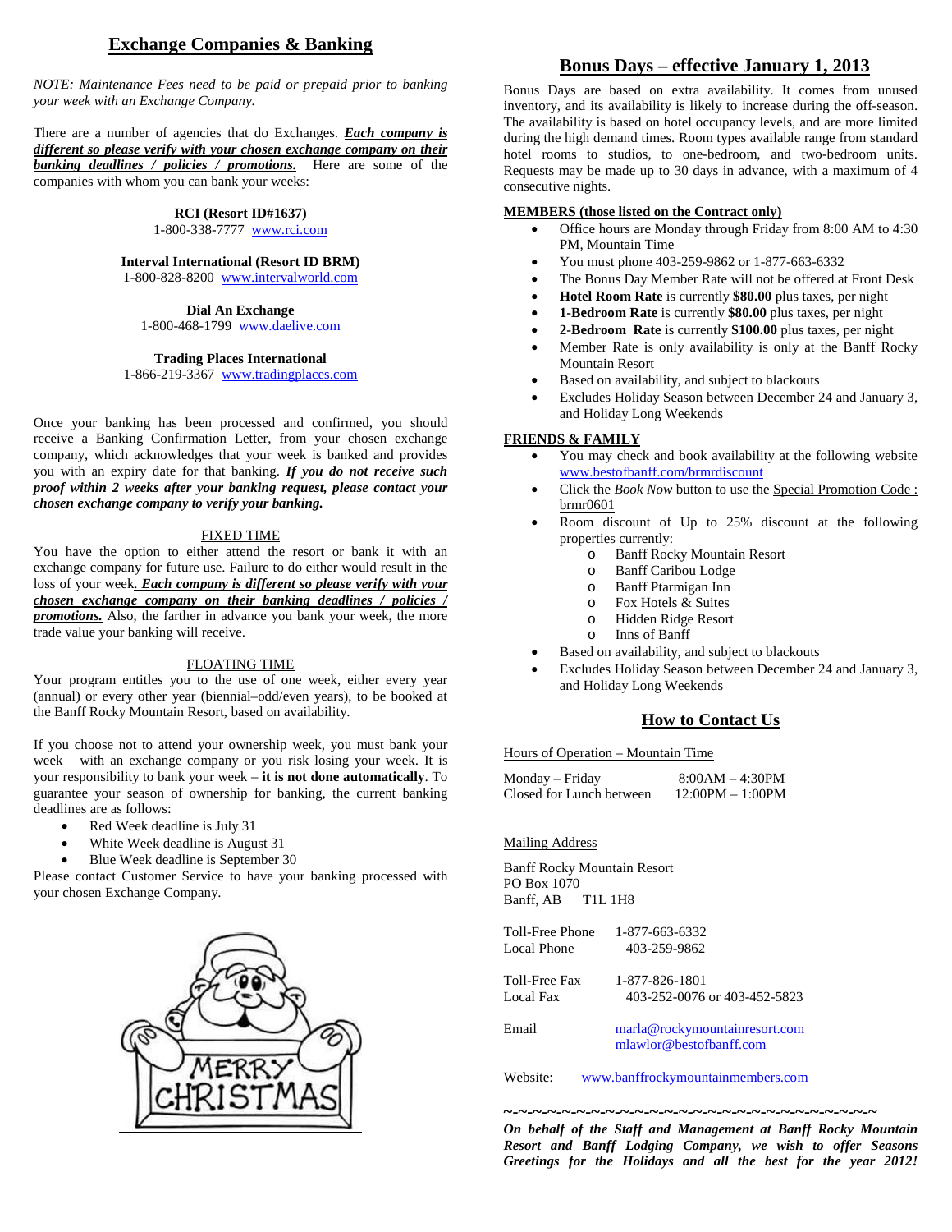## Exchange Companies & Banking

*NOTE: Maintenance Fees need to be paid or prepaid prior to banking your week with an Exchange Company.*

There are a number of agencies that do Exchanges. ***Each company is different so please verify with your chosen exchange company on their banking deadlines / policies / promotions.*** Here are some of the companies with whom you can bank your weeks:

**RCI (Resort ID#1637)**
1-800-338-7777 www.rci.com

**Interval International (Resort ID BRM)**
1-800-828-8200 www.intervalworld.com

**Dial An Exchange**
1-800-468-1799 www.daelive.com

**Trading Places International**
1-866-219-3367 www.tradingplaces.com

Once your banking has been processed and confirmed, you should receive a Banking Confirmation Letter, from your chosen exchange company, which acknowledges that your week is banked and provides you with an expiry date for that banking. ***If you do not receive such proof within 2 weeks after your banking request, please contact your chosen exchange company to verify your banking.***

### FIXED TIME

You have the option to either attend the resort or bank it with an exchange company for future use. Failure to do either would result in the loss of your week. ***Each company is different so please verify with your chosen exchange company on their banking deadlines / policies / promotions.*** Also, the farther in advance you bank your week, the more trade value your banking will receive.

### FLOATING TIME

Your program entitles you to the use of one week, either every year (annual) or every other year (biennial–odd/even years), to be booked at the Banff Rocky Mountain Resort, based on availability.

If you choose not to attend your ownership week, you must bank your week with an exchange company or you risk losing your week. It is your responsibility to bank your week – **it is not done automatically**. To guarantee your season of ownership for banking, the current banking deadlines are as follows:

- Red Week deadline is July 31
- White Week deadline is August 31
- Blue Week deadline is September 30

Please contact Customer Service to have your banking processed with your chosen Exchange Company.

## Bonus Days – effective January 1, 2013

Bonus Days are based on extra availability. It comes from unused inventory, and its availability is likely to increase during the off-season. The availability is based on hotel occupancy levels, and are more limited during the high demand times. Room types available range from standard hotel rooms to studios, to one-bedroom, and two-bedroom units. Requests may be made up to 30 days in advance, with a maximum of 4 consecutive nights.

**MEMBERS (those listed on the Contract only)**

- Office hours are Monday through Friday from 8:00 AM to 4:30 PM, Mountain Time
- You must phone 403-259-9862 or 1-877-663-6332
- The Bonus Day Member Rate will not be offered at Front Desk
- **Hotel Room Rate** is currently **$80.00** plus taxes, per night
- **1-Bedroom Rate** is currently **$80.00** plus taxes, per night
- **2-Bedroom Rate** is currently **$100.00** plus taxes, per night
- Member Rate is only availability is only at the Banff Rocky Mountain Resort
- Based on availability, and subject to blackouts
- Excludes Holiday Season between December 24 and January 3, and Holiday Long Weekends

**FRIENDS & FAMILY**

- You may check and book availability at the following website www.bestofbanff.com/brmrdiscount
- Click the *Book Now* button to use the Special Promotion Code : brmr0601
- Room discount of Up to 25% discount at the following properties currently:
  - Banff Rocky Mountain Resort
  - Banff Caribou Lodge
  - Banff Ptarmigan Inn
  - Fox Hotels & Suites
  - Hidden Ridge Resort
  - Inns of Banff
- Based on availability, and subject to blackouts
- Excludes Holiday Season between December 24 and January 3, and Holiday Long Weekends

## How to Contact Us

Hours of Operation – Mountain Time

| | |
|---|---|
| Monday – Friday | 8:00AM – 4:30PM |
| Closed for Lunch between | 12:00PM – 1:00PM |

Mailing Address

Banff Rocky Mountain Resort
PO Box 1070
Banff, AB T1L 1H8

| | |
|---|---|
| Toll-Free Phone | 1-877-663-6332 |
| Local Phone | 403-259-9862 |
| Toll-Free Fax | 1-877-826-1801 |
| Local Fax | 403-252-0076 or 403-452-5823 |
| Email | marla@rockymountainresort.com<br>mlawlor@bestofbanff.com |
| Website: | www.banffrockymountainmembers.com |

~-~-~-~-~-~-~-~-~-~-~-~-~-~-~-~-~-~-~-~-~-~-~-~-~-~

***On behalf of the Staff and Management at Banff Rocky Mountain Resort and Banff Lodging Company, we wish to offer Seasons Greetings for the Holidays and all the best for the year 2012!***